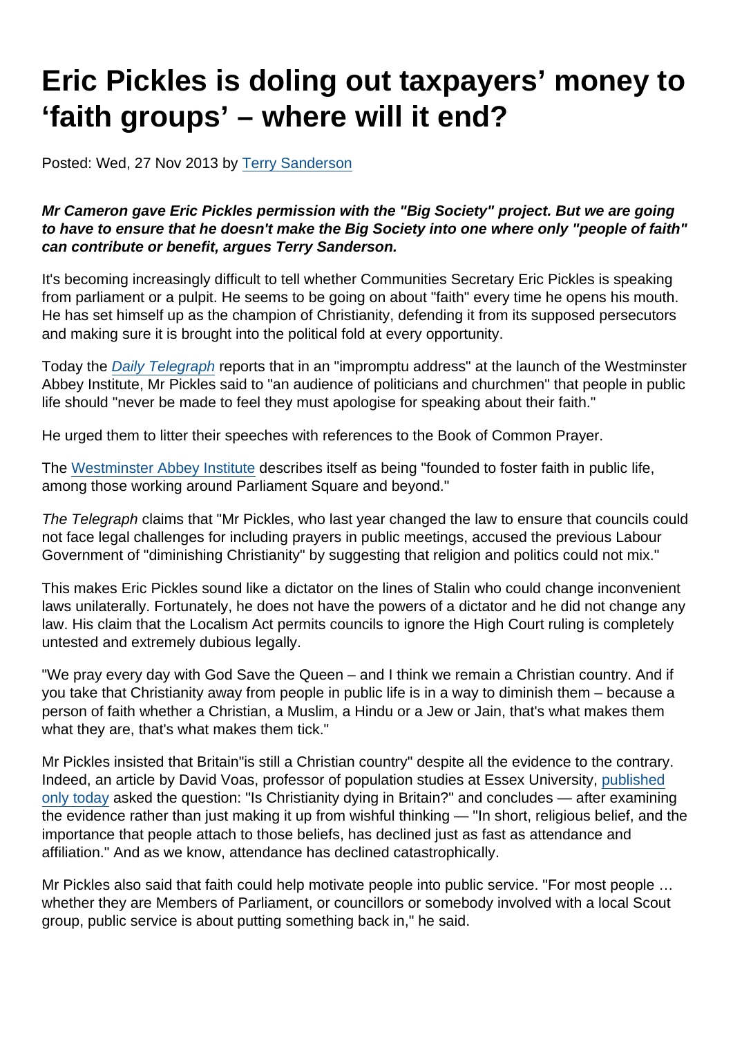# Eric Pickles is doling out taxpayers' money to 'faith groups' – where will it end?

Posted: Wed, 27 Nov 2013 by Terry Sanderson

***Mr Cameron gave Eric Pickles permission with the "Big Society" project. But we are going to have to ensure that he doesn't make the Big Society into one where only "people of faith" can contribute or benefit, argues Terry Sanderson.***

It's becoming increasingly difficult to tell whether Communities Secretary Eric Pickles is speaking from parliament or a pulpit. He seems to be going on about "faith" every time he opens his mouth. He has set himself up as the champion of Christianity, defending it from its supposed persecutors and making sure it is brought into the political fold at every opportunity.

Today the *Daily Telegraph* reports that in an "impromptu address" at the launch of the Westminster Abbey Institute, Mr Pickles said to "an audience of politicians and churchmen" that people in public life should "never be made to feel they must apologise for speaking about their faith."

He urged them to litter their speeches with references to the Book of Common Prayer.

The Westminster Abbey Institute describes itself as being "founded to foster faith in public life, among those working around Parliament Square and beyond."

*The Telegraph* claims that "Mr Pickles, who last year changed the law to ensure that councils could not face legal challenges for including prayers in public meetings, accused the previous Labour Government of "diminishing Christianity" by suggesting that religion and politics could not mix."

This makes Eric Pickles sound like a dictator on the lines of Stalin who could change inconvenient laws unilaterally. Fortunately, he does not have the powers of a dictator and he did not change any law. His claim that the Localism Act permits councils to ignore the High Court ruling is completely untested and extremely dubious legally.

"We pray every day with God Save the Queen – and I think we remain a Christian country. And if you take that Christianity away from people in public life is in a way to diminish them – because a person of faith whether a Christian, a Muslim, a Hindu or a Jew or Jain, that's what makes them what they are, that's what makes them tick."

Mr Pickles insisted that Britain"is still a Christian country" despite all the evidence to the contrary. Indeed, an article by David Voas, professor of population studies at Essex University, published only today asked the question: "Is Christianity dying in Britain?" and concludes — after examining the evidence rather than just making it up from wishful thinking — "In short, religious belief, and the importance that people attach to those beliefs, has declined just as fast as attendance and affiliation." And as we know, attendance has declined catastrophically.

Mr Pickles also said that faith could help motivate people into public service. "For most people … whether they are Members of Parliament, or councillors or somebody involved with a local Scout group, public service is about putting something back in," he said.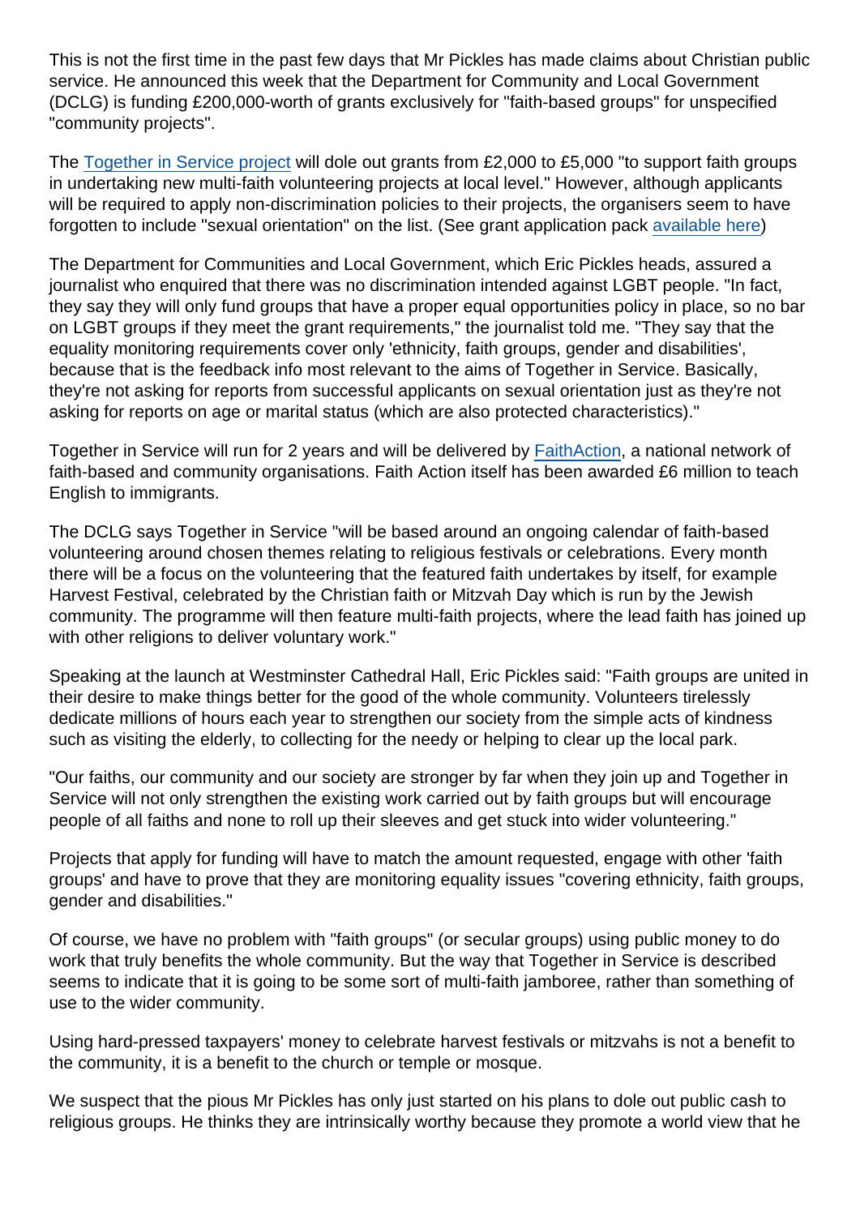This is not the first time in the past few days that Mr Pickles has made claims about Christian public service. He announced this week that the Department for Community and Local Government (DCLG) is funding £200,000-worth of grants exclusively for "faith-based groups" for unspecified "community projects".

The Together in Service project will dole out grants from £2,000 to £5,000 "to support faith groups in undertaking new multi-faith volunteering projects at local level." However, although applicants will be required to apply non-discrimination policies to their projects, the organisers seem to have forgotten to include "sexual orientation" on the list. (See grant application pack available here)

The Department for Communities and Local Government, which Eric Pickles heads, assured a journalist who enquired that there was no discrimination intended against LGBT people. "In fact, they say they will only fund groups that have a proper equal opportunities policy in place, so no bar on LGBT groups if they meet the grant requirements," the journalist told me. "They say that the equality monitoring requirements cover only 'ethnicity, faith groups, gender and disabilities', because that is the feedback info most relevant to the aims of Together in Service. Basically, they're not asking for reports from successful applicants on sexual orientation just as they're not asking for reports on age or marital status (which are also protected characteristics)."

Together in Service will run for 2 years and will be delivered by FaithAction, a national network of faith-based and community organisations. Faith Action itself has been awarded £6 million to teach English to immigrants.

The DCLG says Together in Service "will be based around an ongoing calendar of faith-based volunteering around chosen themes relating to religious festivals or celebrations. Every month there will be a focus on the volunteering that the featured faith undertakes by itself, for example Harvest Festival, celebrated by the Christian faith or Mitzvah Day which is run by the Jewish community. The programme will then feature multi-faith projects, where the lead faith has joined up with other religions to deliver voluntary work."

Speaking at the launch at Westminster Cathedral Hall, Eric Pickles said: "Faith groups are united in their desire to make things better for the good of the whole community. Volunteers tirelessly dedicate millions of hours each year to strengthen our society from the simple acts of kindness such as visiting the elderly, to collecting for the needy or helping to clear up the local park.

"Our faiths, our community and our society are stronger by far when they join up and Together in Service will not only strengthen the existing work carried out by faith groups but will encourage people of all faiths and none to roll up their sleeves and get stuck into wider volunteering."

Projects that apply for funding will have to match the amount requested, engage with other 'faith groups' and have to prove that they are monitoring equality issues "covering ethnicity, faith groups, gender and disabilities."

Of course, we have no problem with "faith groups" (or secular groups) using public money to do work that truly benefits the whole community. But the way that Together in Service is described seems to indicate that it is going to be some sort of multi-faith jamboree, rather than something of use to the wider community.

Using hard-pressed taxpayers' money to celebrate harvest festivals or mitzvahs is not a benefit to the community, it is a benefit to the church or temple or mosque.

We suspect that the pious Mr Pickles has only just started on his plans to dole out public cash to religious groups. He thinks they are intrinsically worthy because they promote a world view that he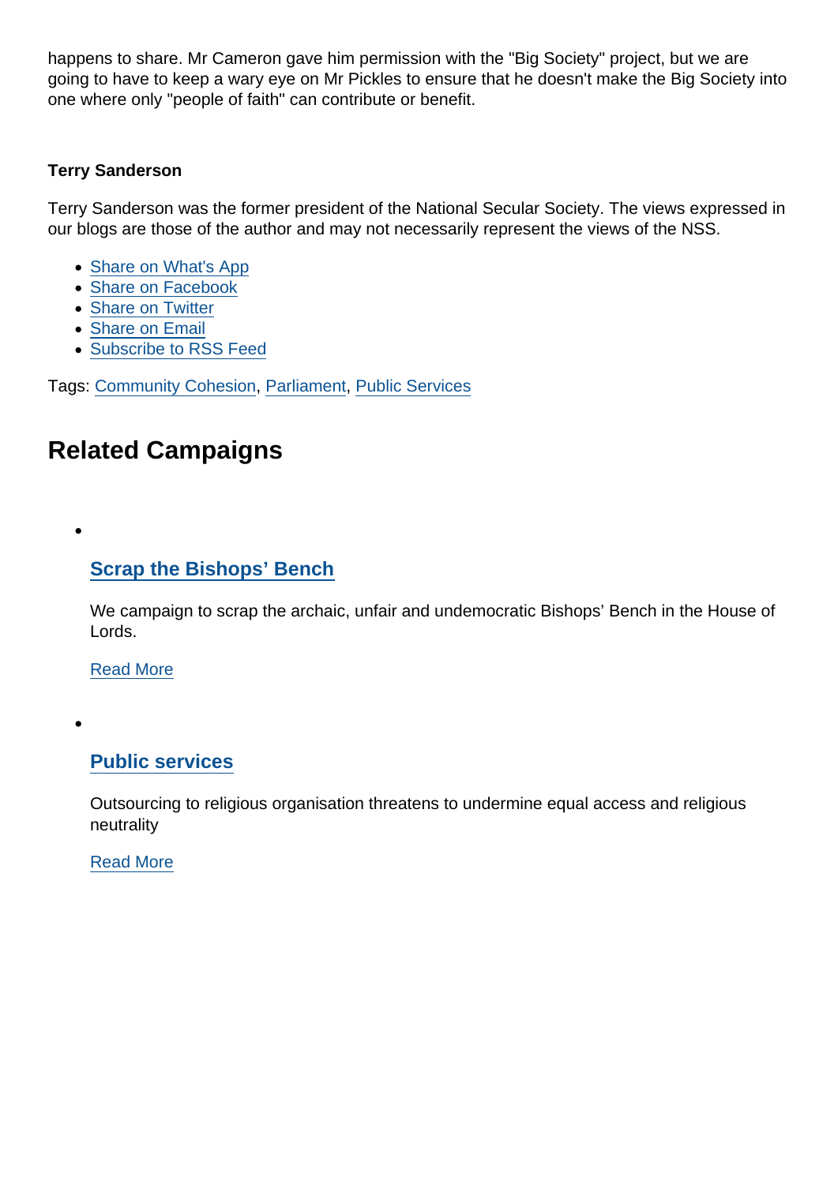happens to share. Mr Cameron gave him permission with the "Big Society" project, but we are going to have to keep a wary eye on Mr Pickles to ensure that he doesn't make the Big Society into one where only "people of faith" can contribute or benefit.

**Terry Sanderson**

Terry Sanderson was the former president of the National Secular Society. The views expressed in our blogs are those of the author and may not necessarily represent the views of the NSS.

- Share on What's App
- Share on Facebook
- Share on Twitter
- Share on Email
- Subscribe to RSS Feed

Tags: Community Cohesion, Parliament, Public Services

## Related Campaigns

- ### Scrap the Bishops' Bench

  We campaign to scrap the archaic, unfair and undemocratic Bishops' Bench in the House of Lords.

  Read More

- ### Public services

  Outsourcing to religious organisation threatens to undermine equal access and religious neutrality

  Read More